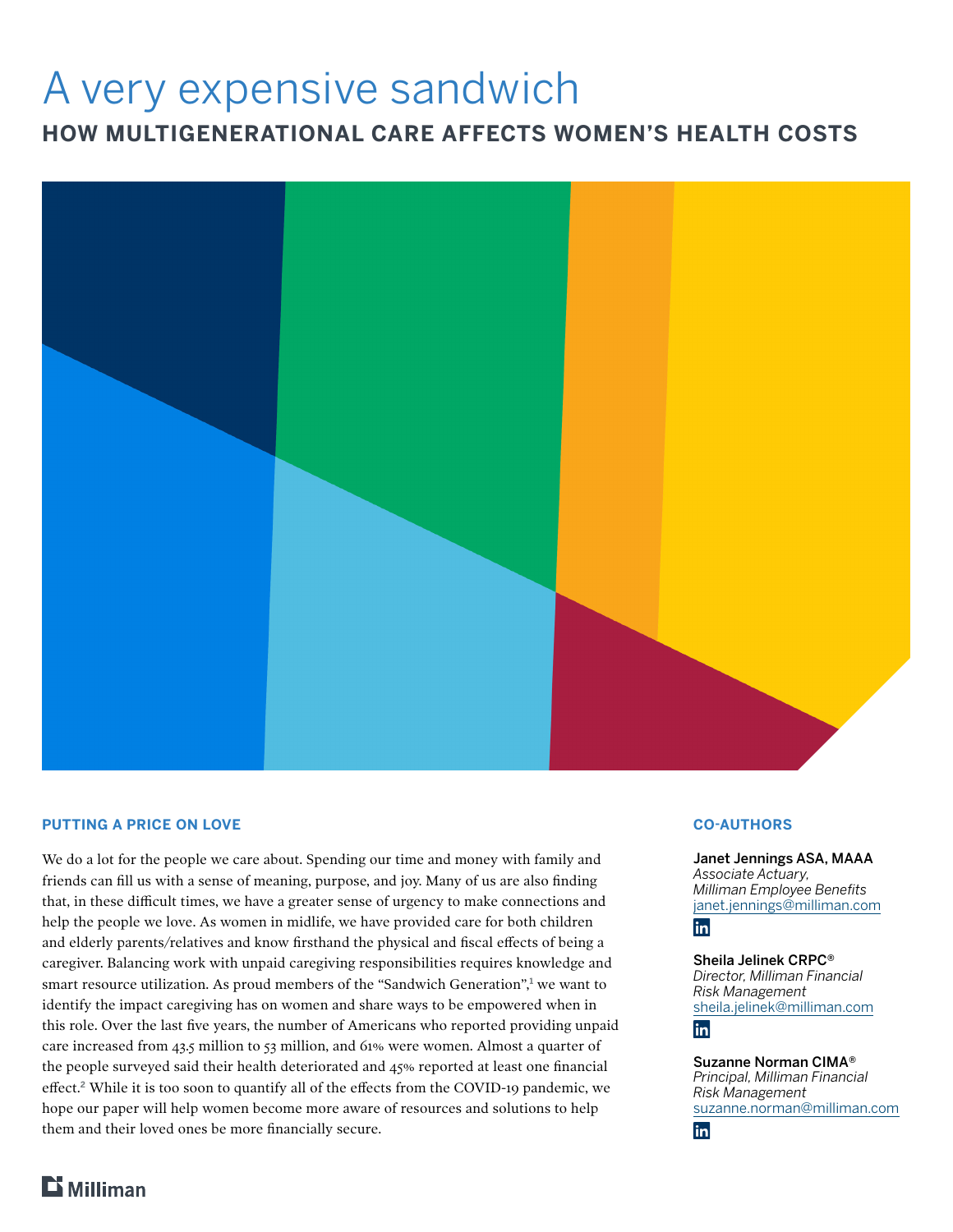# A very expensive sandwich

## HOW MULTIGENERATIONAL CARE AFFECTS WOMEN'S HEALTH COSTS

### PUTTING A PRICE ON LOVE

We do a lot for the people we care about. Spending our time and money with family and friends can fill us with a sense of meaning, purpose, and joy. Many of us are also finding that, in these difficult times, we have a greater sense of urgency to make connections and help the people we love. As women in midlife, we have provided care for both children and elderly parents/relatives and know firsthand the physical and fiscal effects of being a caregiver. Balancing work with unpaid caregiving responsibilities requires knowledge and smart resource utilization. As proud members of the "Sandwich Generation",[1] we want to identify the impact caregiving has on women and share ways to be empowered when in this role. Over the last five years, the number of Americans who reported providing unpaid care increased from 43.5 million to 53 million, and 61% were women. Almost a quarter of the people surveyed said their health deteriorated and 45% reported at least one financial effect.[2] While it is too soon to quantify all of the effects from the COVID-19 pandemic, we hope our paper will help women become more aware of resources and solutions to help them and their loved ones be more financially secure.

### CO-AUTHORS

**Janet Jennings ASA, MAAA**
*Associate Actuary, Milliman Employee Benefits*
janet.jennings@milliman.com

**Sheila Jelinek CRPC®**
*Director, Milliman Financial Risk Management*
sheila.jelinek@milliman.com

**Suzanne Norman CIMA®**
*Principal, Milliman Financial Risk Management*
suzanne.norman@milliman.com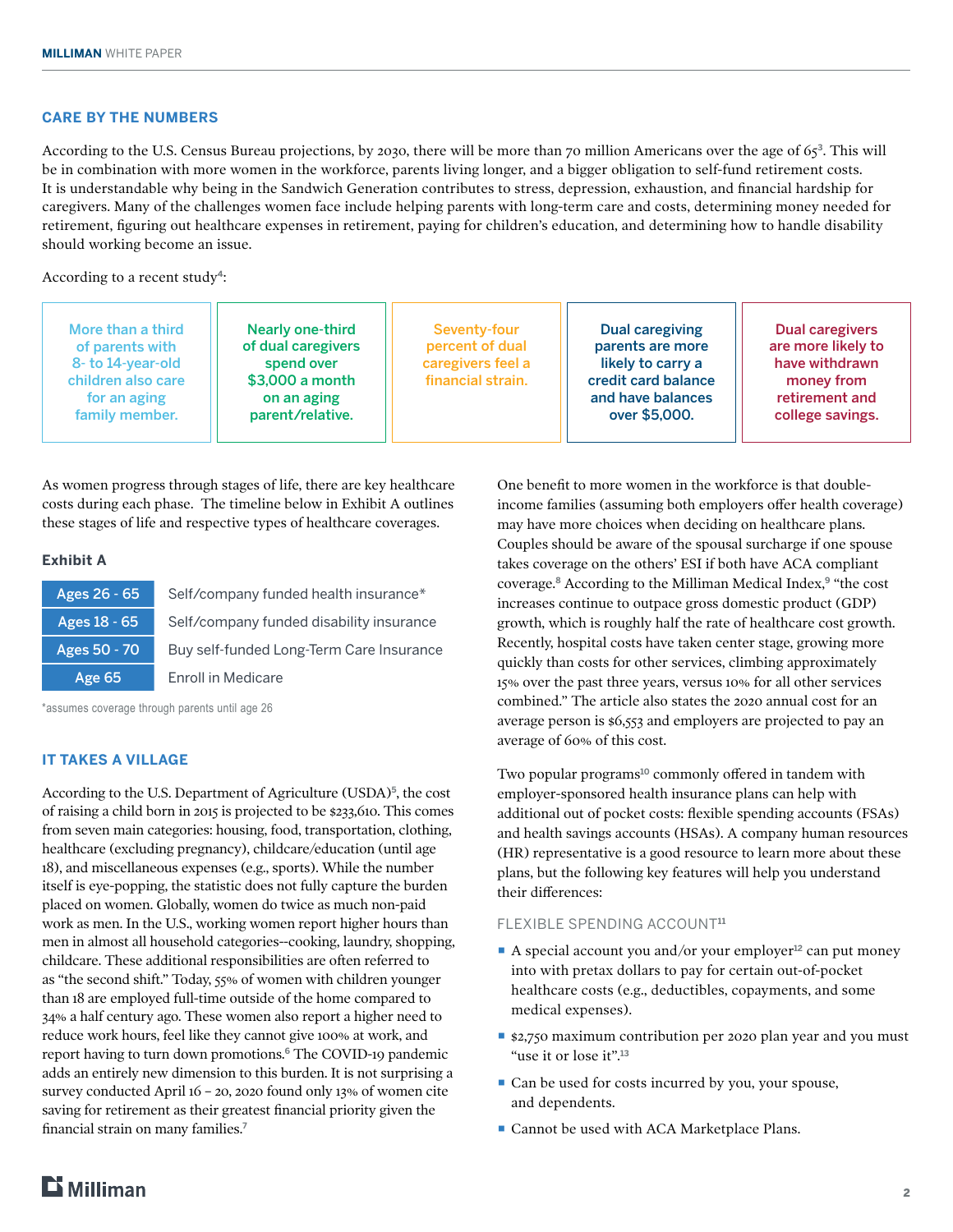## CARE BY THE NUMBERS

According to the U.S. Census Bureau projections, by 2030, there will be more than 70 million Americans over the age of 65[3]. This will be in combination with more women in the workforce, parents living longer, and a bigger obligation to self-fund retirement costs. It is understandable why being in the Sandwich Generation contributes to stress, depression, exhaustion, and financial hardship for caregivers. Many of the challenges women face include helping parents with long-term care and costs, determining money needed for retirement, figuring out healthcare expenses in retirement, paying for children's education, and determining how to handle disability should working become an issue.

According to a recent study[4]:

- More than a third of parents with 8- to 14-year-old children also care for an aging family member.
- Nearly one-third of dual caregivers spend over $3,000 a month on an aging parent/relative.
- Seventy-four percent of dual caregivers feel a financial strain.
- Dual caregiving parents are more likely to carry a credit card balance and have balances over $5,000.
- Dual caregivers are more likely to have withdrawn money from retirement and college savings.

As women progress through stages of life, there are key healthcare costs during each phase. The timeline below in Exhibit A outlines these stages of life and respective types of healthcare coverages.

**Exhibit A**

| Ages | Coverage |
|---|---|
| Ages 26 - 65 | Self/company funded health insurance* |
| Ages 18 - 65 | Self/company funded disability insurance |
| Ages 50 - 70 | Buy self-funded Long-Term Care Insurance |
| Age 65 | Enroll in Medicare |

*assumes coverage through parents until age 26

## IT TAKES A VILLAGE

According to the U.S. Department of Agriculture (USDA)[5], the cost of raising a child born in 2015 is projected to be $233,610. This comes from seven main categories: housing, food, transportation, clothing, healthcare (excluding pregnancy), childcare/education (until age 18), and miscellaneous expenses (e.g., sports). While the number itself is eye-popping, the statistic does not fully capture the burden placed on women. Globally, women do twice as much non-paid work as men. In the U.S., working women report higher hours than men in almost all household categories--cooking, laundry, shopping, childcare. These additional responsibilities are often referred to as "the second shift." Today, 55% of women with children younger than 18 are employed full-time outside of the home compared to 34% a half century ago. These women also report a higher need to reduce work hours, feel like they cannot give 100% at work, and report having to turn down promotions.[6] The COVID-19 pandemic adds an entirely new dimension to this burden. It is not surprising a survey conducted April 16 – 20, 2020 found only 13% of women cite saving for retirement as their greatest financial priority given the financial strain on many families.[7]

One benefit to more women in the workforce is that double-income families (assuming both employers offer health coverage) may have more choices when deciding on healthcare plans. Couples should be aware of the spousal surcharge if one spouse takes coverage on the others' ESI if both have ACA compliant coverage.[8] According to the Milliman Medical Index,[9] "the cost increases continue to outpace gross domestic product (GDP) growth, which is roughly half the rate of healthcare cost growth. Recently, hospital costs have taken center stage, growing more quickly than costs for other services, climbing approximately 15% over the past three years, versus 10% for all other services combined." The article also states the 2020 annual cost for an average person is $6,553 and employers are projected to pay an average of 60% of this cost.

Two popular programs[10] commonly offered in tandem with employer-sponsored health insurance plans can help with additional out of pocket costs: flexible spending accounts (FSAs) and health savings accounts (HSAs). A company human resources (HR) representative is a good resource to learn more about these plans, but the following key features will help you understand their differences:

### FLEXIBLE SPENDING ACCOUNT[11]

- A special account you and/or your employer[12] can put money into with pretax dollars to pay for certain out-of-pocket healthcare costs (e.g., deductibles, copayments, and some medical expenses).
- $2,750 maximum contribution per 2020 plan year and you must "use it or lose it".[13]
- Can be used for costs incurred by you, your spouse, and dependents.
- Cannot be used with ACA Marketplace Plans.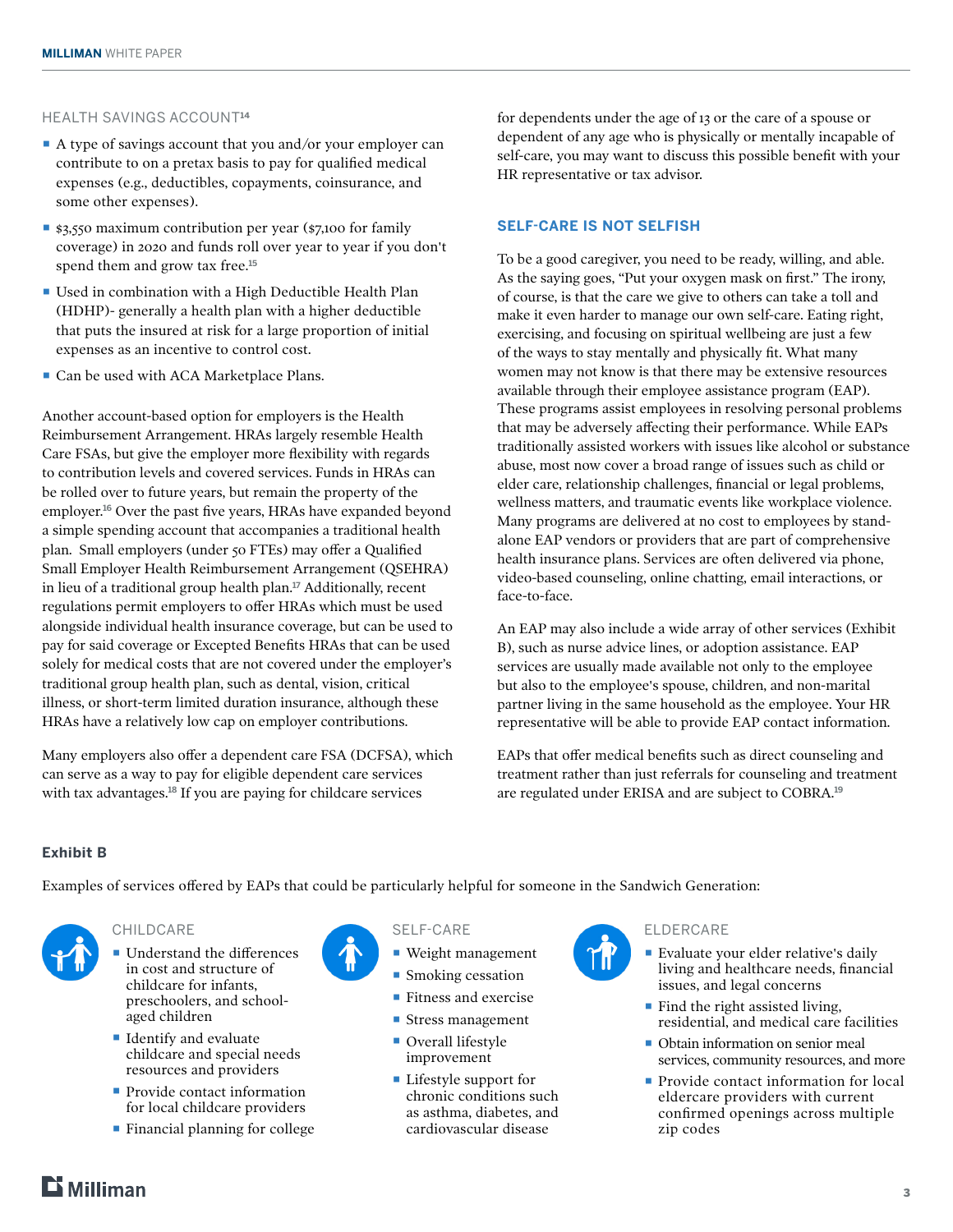### HEALTH SAVINGS ACCOUNT[14]

- A type of savings account that you and/or your employer can contribute to on a pretax basis to pay for qualified medical expenses (e.g., deductibles, copayments, coinsurance, and some other expenses).
- $3,550 maximum contribution per year ($7,100 for family coverage) in 2020 and funds roll over year to year if you don't spend them and grow tax free.[15]
- Used in combination with a High Deductible Health Plan (HDHP)- generally a health plan with a higher deductible that puts the insured at risk for a large proportion of initial expenses as an incentive to control cost.
- Can be used with ACA Marketplace Plans.

Another account-based option for employers is the Health Reimbursement Arrangement. HRAs largely resemble Health Care FSAs, but give the employer more flexibility with regards to contribution levels and covered services. Funds in HRAs can be rolled over to future years, but remain the property of the employer.[16] Over the past five years, HRAs have expanded beyond a simple spending account that accompanies a traditional health plan. Small employers (under 50 FTEs) may offer a Qualified Small Employer Health Reimbursement Arrangement (QSEHRA) in lieu of a traditional group health plan.[17] Additionally, recent regulations permit employers to offer HRAs which must be used alongside individual health insurance coverage, but can be used to pay for said coverage or Excepted Benefits HRAs that can be used solely for medical costs that are not covered under the employer's traditional group health plan, such as dental, vision, critical illness, or short-term limited duration insurance, although these HRAs have a relatively low cap on employer contributions.

Many employers also offer a dependent care FSA (DCFSA), which can serve as a way to pay for eligible dependent care services with tax advantages.[18] If you are paying for childcare services for dependents under the age of 13 or the care of a spouse or dependent of any age who is physically or mentally incapable of self-care, you may want to discuss this possible benefit with your HR representative or tax advisor.

## SELF-CARE IS NOT SELFISH

To be a good caregiver, you need to be ready, willing, and able. As the saying goes, "Put your oxygen mask on first." The irony, of course, is that the care we give to others can take a toll and make it even harder to manage our own self-care. Eating right, exercising, and focusing on spiritual wellbeing are just a few of the ways to stay mentally and physically fit. What many women may not know is that there may be extensive resources available through their employee assistance program (EAP). These programs assist employees in resolving personal problems that may be adversely affecting their performance. While EAPs traditionally assisted workers with issues like alcohol or substance abuse, most now cover a broad range of issues such as child or elder care, relationship challenges, financial or legal problems, wellness matters, and traumatic events like workplace violence. Many programs are delivered at no cost to employees by stand-alone EAP vendors or providers that are part of comprehensive health insurance plans. Services are often delivered via phone, video-based counseling, online chatting, email interactions, or face-to-face.

An EAP may also include a wide array of other services (Exhibit B), such as nurse advice lines, or adoption assistance. EAP services are usually made available not only to the employee but also to the employee's spouse, children, and non-marital partner living in the same household as the employee. Your HR representative will be able to provide EAP contact information.

EAPs that offer medical benefits such as direct counseling and treatment rather than just referrals for counseling and treatment are regulated under ERISA and are subject to COBRA.[19]

**Exhibit B**

Examples of services offered by EAPs that could be particularly helpful for someone in the Sandwich Generation:

**CHILDCARE**

- Understand the differences in cost and structure of childcare for infants, preschoolers, and school-aged children
- Identify and evaluate childcare and special needs resources and providers
- Provide contact information for local childcare providers
- Financial planning for college

**SELF-CARE**

- Weight management
- Smoking cessation
- Fitness and exercise
- Stress management
- Overall lifestyle improvement
- Lifestyle support for chronic conditions such as asthma, diabetes, and cardiovascular disease

**ELDERCARE**

- Evaluate your elder relative's daily living and healthcare needs, financial issues, and legal concerns
- Find the right assisted living, residential, and medical care facilities
- Obtain information on senior meal services, community resources, and more
- Provide contact information for local eldercare providers with current confirmed openings across multiple zip codes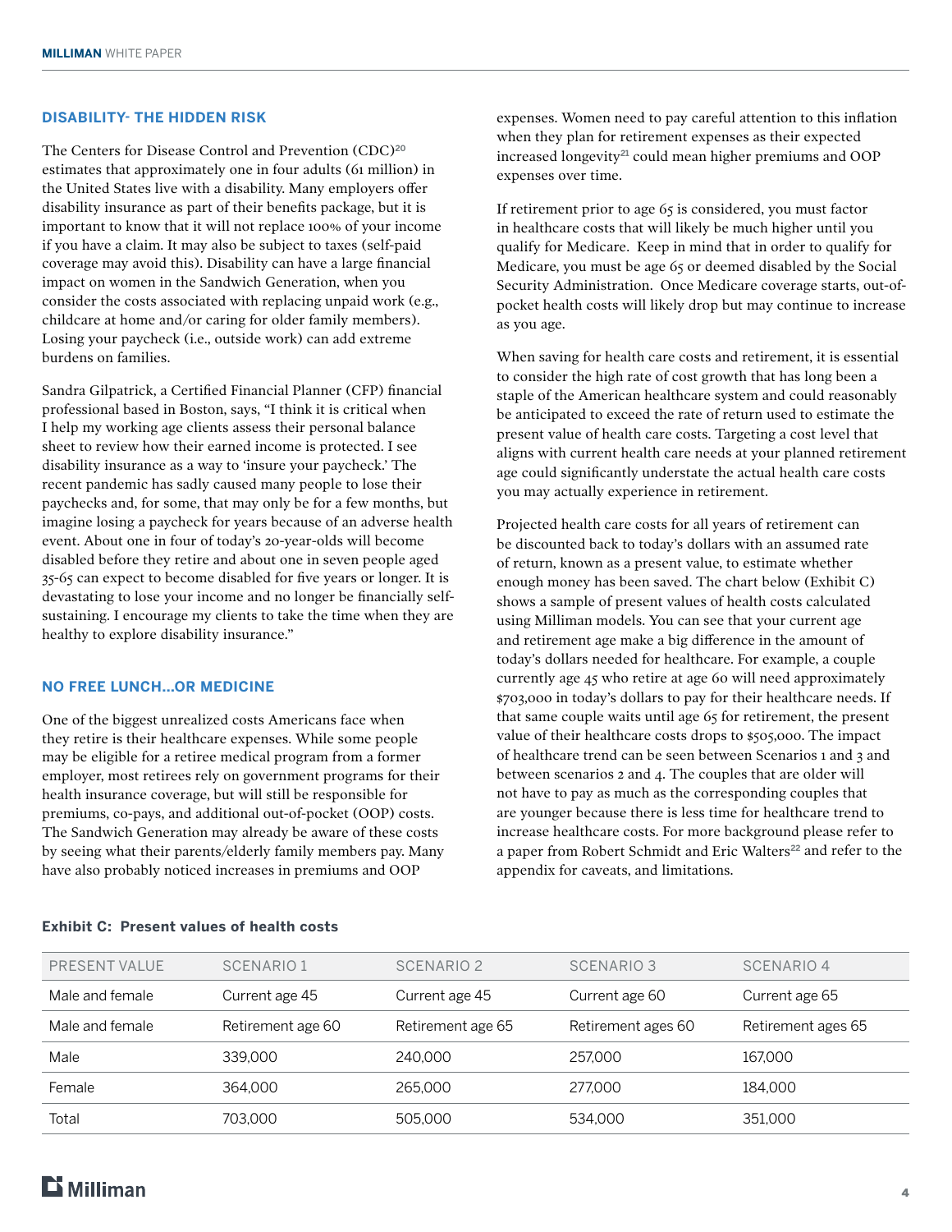## DISABILITY- THE HIDDEN RISK

The Centers for Disease Control and Prevention (CDC)[20] estimates that approximately one in four adults (61 million) in the United States live with a disability. Many employers offer disability insurance as part of their benefits package, but it is important to know that it will not replace 100% of your income if you have a claim. It may also be subject to taxes (self-paid coverage may avoid this). Disability can have a large financial impact on women in the Sandwich Generation, when you consider the costs associated with replacing unpaid work (e.g., childcare at home and/or caring for older family members). Losing your paycheck (i.e., outside work) can add extreme burdens on families.

Sandra Gilpatrick, a Certified Financial Planner (CFP) financial professional based in Boston, says, "I think it is critical when I help my working age clients assess their personal balance sheet to review how their earned income is protected. I see disability insurance as a way to 'insure your paycheck.' The recent pandemic has sadly caused many people to lose their paychecks and, for some, that may only be for a few months, but imagine losing a paycheck for years because of an adverse health event. About one in four of today's 20-year-olds will become disabled before they retire and about one in seven people aged 35-65 can expect to become disabled for five years or longer. It is devastating to lose your income and no longer be financially self-sustaining. I encourage my clients to take the time when they are healthy to explore disability insurance."

## NO FREE LUNCH…OR MEDICINE

One of the biggest unrealized costs Americans face when they retire is their healthcare expenses. While some people may be eligible for a retiree medical program from a former employer, most retirees rely on government programs for their health insurance coverage, but will still be responsible for premiums, co-pays, and additional out-of-pocket (OOP) costs. The Sandwich Generation may already be aware of these costs by seeing what their parents/elderly family members pay. Many have also probably noticed increases in premiums and OOP expenses. Women need to pay careful attention to this inflation when they plan for retirement expenses as their expected increased longevity[21] could mean higher premiums and OOP expenses over time.

If retirement prior to age 65 is considered, you must factor in healthcare costs that will likely be much higher until you qualify for Medicare. Keep in mind that in order to qualify for Medicare, you must be age 65 or deemed disabled by the Social Security Administration. Once Medicare coverage starts, out-of-pocket health costs will likely drop but may continue to increase as you age.

When saving for health care costs and retirement, it is essential to consider the high rate of cost growth that has long been a staple of the American healthcare system and could reasonably be anticipated to exceed the rate of return used to estimate the present value of health care costs. Targeting a cost level that aligns with current health care needs at your planned retirement age could significantly understate the actual health care costs you may actually experience in retirement.

Projected health care costs for all years of retirement can be discounted back to today's dollars with an assumed rate of return, known as a present value, to estimate whether enough money has been saved. The chart below (Exhibit C) shows a sample of present values of health costs calculated using Milliman models. You can see that your current age and retirement age make a big difference in the amount of today's dollars needed for healthcare. For example, a couple currently age 45 who retire at age 60 will need approximately $703,000 in today's dollars to pay for their healthcare needs. If that same couple waits until age 65 for retirement, the present value of their healthcare costs drops to $505,000. The impact of healthcare trend can be seen between Scenarios 1 and 3 and between scenarios 2 and 4. The couples that are older will not have to pay as much as the corresponding couples that are younger because there is less time for healthcare trend to increase healthcare costs. For more background please refer to a paper from Robert Schmidt and Eric Walters[22] and refer to the appendix for caveats, and limitations.

**Exhibit C: Present values of health costs**

| PRESENT VALUE | SCENARIO 1 | SCENARIO 2 | SCENARIO 3 | SCENARIO 4 |
|---|---|---|---|---|
| Male and female | Current age 45 | Current age 45 | Current age 60 | Current age 65 |
| Male and female | Retirement age 60 | Retirement age 65 | Retirement ages 60 | Retirement ages 65 |
| Male | 339,000 | 240,000 | 257,000 | 167,000 |
| Female | 364,000 | 265,000 | 277,000 | 184,000 |
| Total | 703,000 | 505,000 | 534,000 | 351,000 |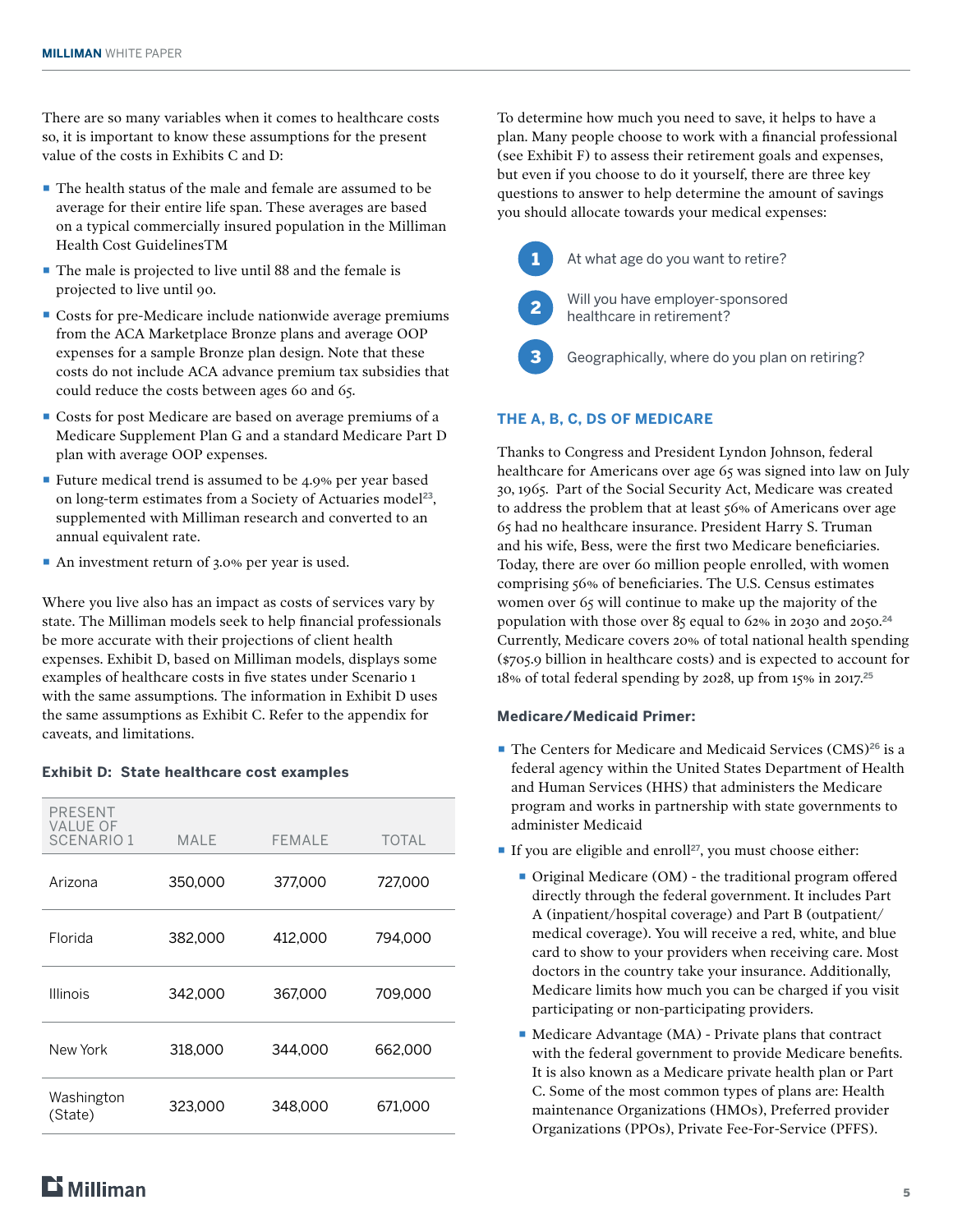There are so many variables when it comes to healthcare costs so, it is important to know these assumptions for the present value of the costs in Exhibits C and D:

- The health status of the male and female are assumed to be average for their entire life span. These averages are based on a typical commercially insured population in the Milliman Health Cost GuidelinesTM
- The male is projected to live until 88 and the female is projected to live until 90.
- Costs for pre-Medicare include nationwide average premiums from the ACA Marketplace Bronze plans and average OOP expenses for a sample Bronze plan design. Note that these costs do not include ACA advance premium tax subsidies that could reduce the costs between ages 60 and 65.
- Costs for post Medicare are based on average premiums of a Medicare Supplement Plan G and a standard Medicare Part D plan with average OOP expenses.
- Future medical trend is assumed to be 4.9% per year based on long-term estimates from a Society of Actuaries model[23], supplemented with Milliman research and converted to an annual equivalent rate.
- An investment return of 3.0% per year is used.

Where you live also has an impact as costs of services vary by state. The Milliman models seek to help financial professionals be more accurate with their projections of client health expenses. Exhibit D, based on Milliman models, displays some examples of healthcare costs in five states under Scenario 1 with the same assumptions. The information in Exhibit D uses the same assumptions as Exhibit C. Refer to the appendix for caveats, and limitations.

**Exhibit D: State healthcare cost examples**

| PRESENT VALUE OF SCENARIO 1 | MALE | FEMALE | TOTAL |
|---|---|---|---|
| Arizona | 350,000 | 377,000 | 727,000 |
| Florida | 382,000 | 412,000 | 794,000 |
| Illinois | 342,000 | 367,000 | 709,000 |
| New York | 318,000 | 344,000 | 662,000 |
| Washington (State) | 323,000 | 348,000 | 671,000 |

To determine how much you need to save, it helps to have a plan. Many people choose to work with a financial professional (see Exhibit F) to assess their retirement goals and expenses, but even if you choose to do it yourself, there are three key questions to answer to help determine the amount of savings you should allocate towards your medical expenses:

1. At what age do you want to retire?
2. Will you have employer-sponsored healthcare in retirement?
3. Geographically, where do you plan on retiring?

## THE A, B, C, DS OF MEDICARE

Thanks to Congress and President Lyndon Johnson, federal healthcare for Americans over age 65 was signed into law on July 30, 1965. Part of the Social Security Act, Medicare was created to address the problem that at least 56% of Americans over age 65 had no healthcare insurance. President Harry S. Truman and his wife, Bess, were the first two Medicare beneficiaries. Today, there are over 60 million people enrolled, with women comprising 56% of beneficiaries. The U.S. Census estimates women over 65 will continue to make up the majority of the population with those over 85 equal to 62% in 2030 and 2050.[24] Currently, Medicare covers 20% of total national health spending ($705.9 billion in healthcare costs) and is expected to account for 18% of total federal spending by 2028, up from 15% in 2017.[25]

### Medicare/Medicaid Primer:

- The Centers for Medicare and Medicaid Services (CMS)[26] is a federal agency within the United States Department of Health and Human Services (HHS) that administers the Medicare program and works in partnership with state governments to administer Medicaid
- If you are eligible and enroll[27], you must choose either:
  - Original Medicare (OM) - the traditional program offered directly through the federal government. It includes Part A (inpatient/hospital coverage) and Part B (outpatient/medical coverage). You will receive a red, white, and blue card to show to your providers when receiving care. Most doctors in the country take your insurance. Additionally, Medicare limits how much you can be charged if you visit participating or non-participating providers.
  - Medicare Advantage (MA) - Private plans that contract with the federal government to provide Medicare benefits. It is also known as a Medicare private health plan or Part C. Some of the most common types of plans are: Health maintenance Organizations (HMOs), Preferred provider Organizations (PPOs), Private Fee-For-Service (PFFS).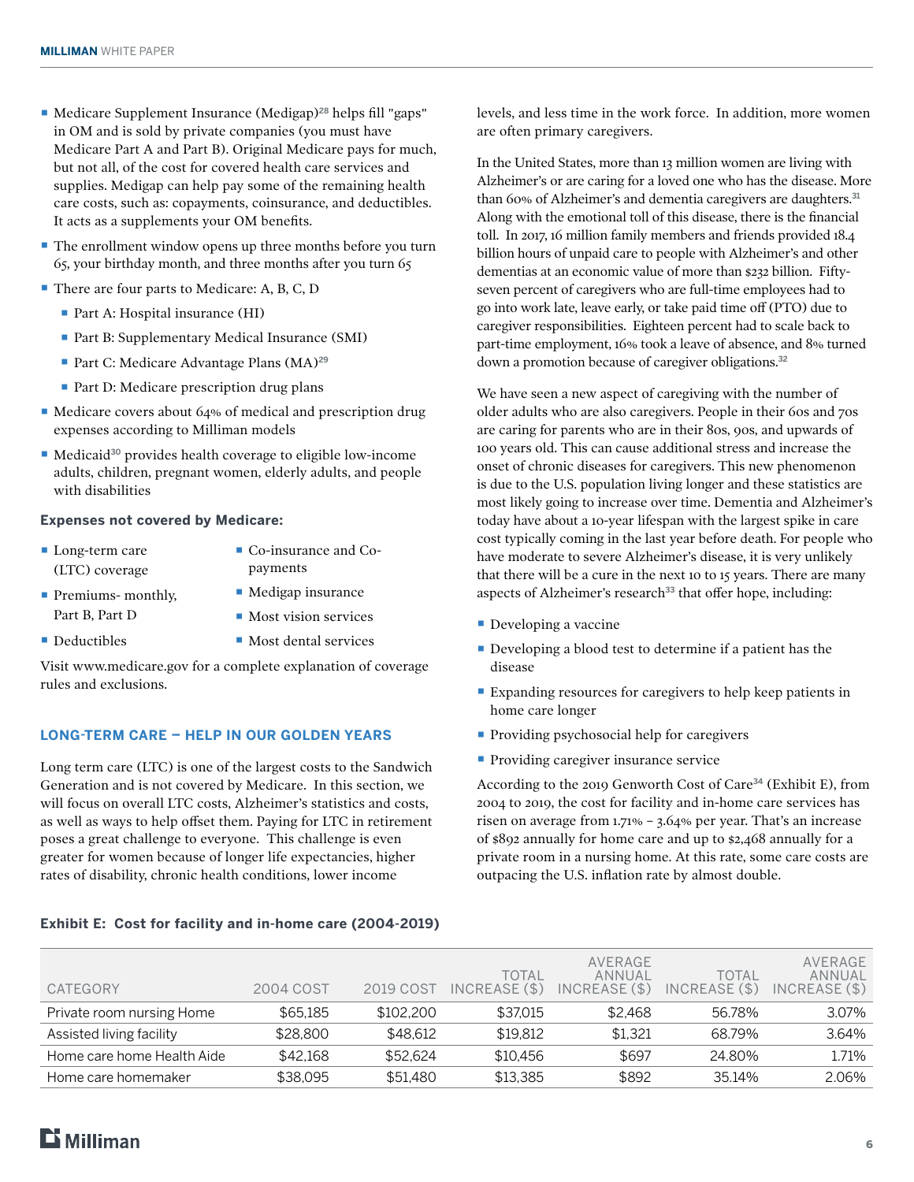- Medicare Supplement Insurance (Medigap)[28] helps fill "gaps" in OM and is sold by private companies (you must have Medicare Part A and Part B). Original Medicare pays for much, but not all, of the cost for covered health care services and supplies. Medigap can help pay some of the remaining health care costs, such as: copayments, coinsurance, and deductibles. It acts as a supplements your OM benefits.
- The enrollment window opens up three months before you turn 65, your birthday month, and three months after you turn 65
- There are four parts to Medicare: A, B, C, D
  - Part A: Hospital insurance (HI)
  - Part B: Supplementary Medical Insurance (SMI)
  - Part C: Medicare Advantage Plans (MA)[29]
  - Part D: Medicare prescription drug plans
- Medicare covers about 64% of medical and prescription drug expenses according to Milliman models
- Medicaid[30] provides health coverage to eligible low-income adults, children, pregnant women, elderly adults, and people with disabilities

**Expenses not covered by Medicare:**

- Long-term care (LTC) coverage
- Premiums- monthly, Part B, Part D
- Deductibles
- Co-insurance and Co-payments
- Medigap insurance
- Most vision services
- Most dental services

Visit www.medicare.gov for a complete explanation of coverage rules and exclusions.

## LONG-TERM CARE – HELP IN OUR GOLDEN YEARS

Long term care (LTC) is one of the largest costs to the Sandwich Generation and is not covered by Medicare. In this section, we will focus on overall LTC costs, Alzheimer's statistics and costs, as well as ways to help offset them. Paying for LTC in retirement poses a great challenge to everyone. This challenge is even greater for women because of longer life expectancies, higher rates of disability, chronic health conditions, lower income levels, and less time in the work force. In addition, more women are often primary caregivers.

In the United States, more than 13 million women are living with Alzheimer's or are caring for a loved one who has the disease. More than 60% of Alzheimer's and dementia caregivers are daughters.[31] Along with the emotional toll of this disease, there is the financial toll. In 2017, 16 million family members and friends provided 18.4 billion hours of unpaid care to people with Alzheimer's and other dementias at an economic value of more than $232 billion. Fifty-seven percent of caregivers who are full-time employees had to go into work late, leave early, or take paid time off (PTO) due to caregiver responsibilities. Eighteen percent had to scale back to part-time employment, 16% took a leave of absence, and 8% turned down a promotion because of caregiver obligations.[32]

We have seen a new aspect of caregiving with the number of older adults who are also caregivers. People in their 60s and 70s are caring for parents who are in their 80s, 90s, and upwards of 100 years old. This can cause additional stress and increase the onset of chronic diseases for caregivers. This new phenomenon is due to the U.S. population living longer and these statistics are most likely going to increase over time. Dementia and Alzheimer's today have about a 10-year lifespan with the largest spike in care cost typically coming in the last year before death. For people who have moderate to severe Alzheimer's disease, it is very unlikely that there will be a cure in the next 10 to 15 years. There are many aspects of Alzheimer's research[33] that offer hope, including:

- Developing a vaccine
- Developing a blood test to determine if a patient has the disease
- Expanding resources for caregivers to help keep patients in home care longer
- Providing psychosocial help for caregivers
- Providing caregiver insurance service

According to the 2019 Genworth Cost of Care[34] (Exhibit E), from 2004 to 2019, the cost for facility and in-home care services has risen on average from 1.71% – 3.64% per year. That's an increase of $892 annually for home care and up to $2,468 annually for a private room in a nursing home. At this rate, some care costs are outpacing the U.S. inflation rate by almost double.

**Exhibit E: Cost for facility and in-home care (2004-2019)**

| CATEGORY | 2004 COST | 2019 COST | TOTAL INCREASE ($) | AVERAGE ANNUAL INCREASE ($) | TOTAL INCREASE ($) | AVERAGE ANNUAL INCREASE ($) |
|---|---|---|---|---|---|---|
| Private room nursing Home | $65,185 | $102,200 | $37,015 | $2,468 | 56.78% | 3.07% |
| Assisted living facility | $28,800 | $48,612 | $19,812 | $1,321 | 68.79% | 3.64% |
| Home care home Health Aide | $42,168 | $52,624 | $10,456 | $697 | 24.80% | 1.71% |
| Home care homemaker | $38,095 | $51,480 | $13,385 | $892 | 35.14% | 2.06% |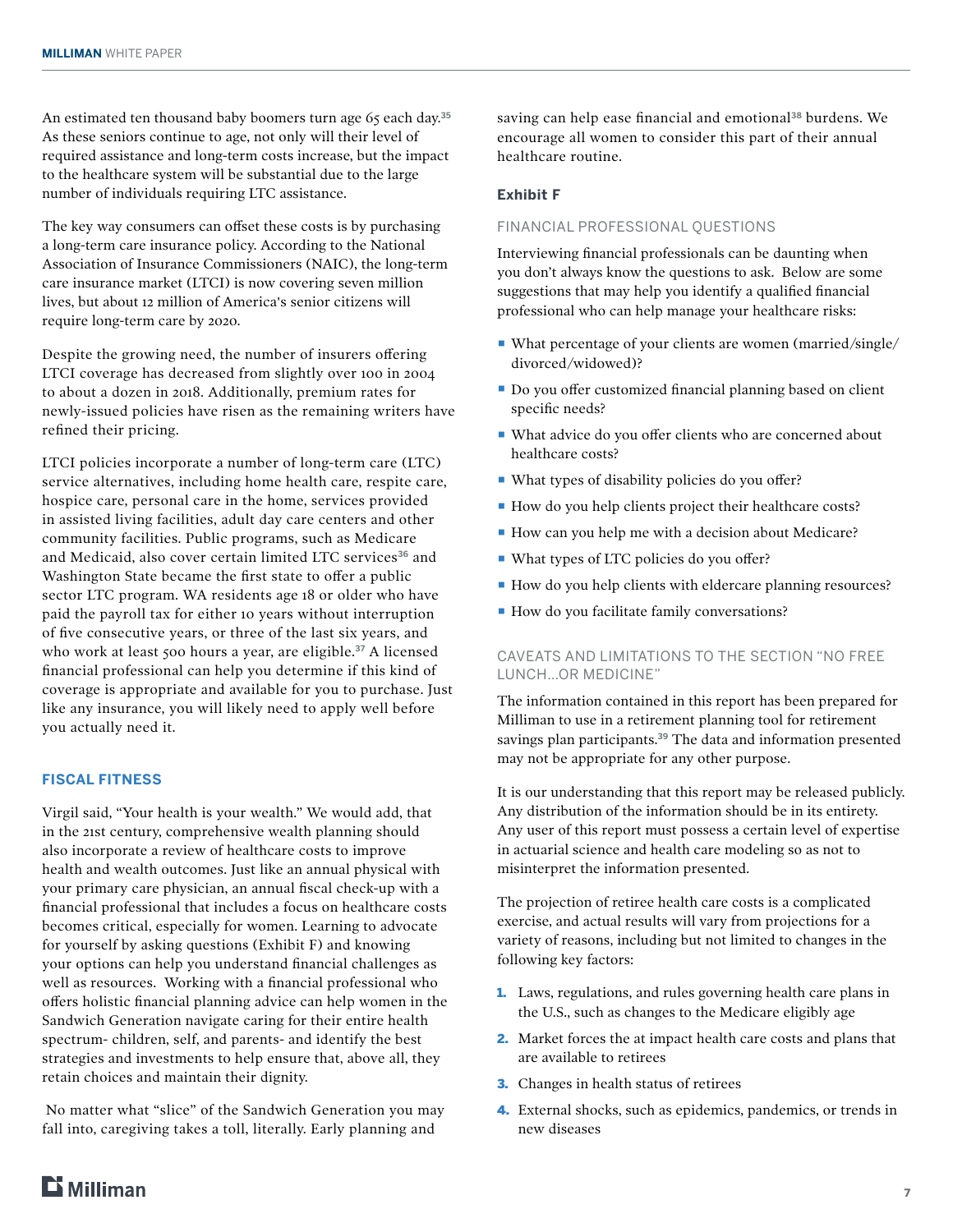An estimated ten thousand baby boomers turn age 65 each day.[35] As these seniors continue to age, not only will their level of required assistance and long-term costs increase, but the impact to the healthcare system will be substantial due to the large number of individuals requiring LTC assistance.

The key way consumers can offset these costs is by purchasing a long-term care insurance policy. According to the National Association of Insurance Commissioners (NAIC), the long-term care insurance market (LTCI) is now covering seven million lives, but about 12 million of America's senior citizens will require long-term care by 2020.

Despite the growing need, the number of insurers offering LTCI coverage has decreased from slightly over 100 in 2004 to about a dozen in 2018. Additionally, premium rates for newly-issued policies have risen as the remaining writers have refined their pricing.

LTCI policies incorporate a number of long-term care (LTC) service alternatives, including home health care, respite care, hospice care, personal care in the home, services provided in assisted living facilities, adult day care centers and other community facilities. Public programs, such as Medicare and Medicaid, also cover certain limited LTC services[36] and Washington State became the first state to offer a public sector LTC program. WA residents age 18 or older who have paid the payroll tax for either 10 years without interruption of five consecutive years, or three of the last six years, and who work at least 500 hours a year, are eligible.[37] A licensed financial professional can help you determine if this kind of coverage is appropriate and available for you to purchase. Just like any insurance, you will likely need to apply well before you actually need it.

## FISCAL FITNESS

Virgil said, "Your health is your wealth." We would add, that in the 21st century, comprehensive wealth planning should also incorporate a review of healthcare costs to improve health and wealth outcomes. Just like an annual physical with your primary care physician, an annual fiscal check-up with a financial professional that includes a focus on healthcare costs becomes critical, especially for women. Learning to advocate for yourself by asking questions (Exhibit F) and knowing your options can help you understand financial challenges as well as resources. Working with a financial professional who offers holistic financial planning advice can help women in the Sandwich Generation navigate caring for their entire health spectrum- children, self, and parents- and identify the best strategies and investments to help ensure that, above all, they retain choices and maintain their dignity.

No matter what "slice" of the Sandwich Generation you may fall into, caregiving takes a toll, literally. Early planning and saving can help ease financial and emotional[38] burdens. We encourage all women to consider this part of their annual healthcare routine.

**Exhibit F**

### FINANCIAL PROFESSIONAL QUESTIONS

Interviewing financial professionals can be daunting when you don't always know the questions to ask. Below are some suggestions that may help you identify a qualified financial professional who can help manage your healthcare risks:

- What percentage of your clients are women (married/single/divorced/widowed)?
- Do you offer customized financial planning based on client specific needs?
- What advice do you offer clients who are concerned about healthcare costs?
- What types of disability policies do you offer?
- How do you help clients project their healthcare costs?
- How can you help me with a decision about Medicare?
- What types of LTC policies do you offer?
- How do you help clients with eldercare planning resources?
- How do you facilitate family conversations?

### CAVEATS AND LIMITATIONS TO THE SECTION "NO FREE LUNCH…OR MEDICINE"

The information contained in this report has been prepared for Milliman to use in a retirement planning tool for retirement savings plan participants.[39] The data and information presented may not be appropriate for any other purpose.

It is our understanding that this report may be released publicly. Any distribution of the information should be in its entirety. Any user of this report must possess a certain level of expertise in actuarial science and health care modeling so as not to misinterpret the information presented.

The projection of retiree health care costs is a complicated exercise, and actual results will vary from projections for a variety of reasons, including but not limited to changes in the following key factors:

1. Laws, regulations, and rules governing health care plans in the U.S., such as changes to the Medicare eligibly age
2. Market forces the at impact health care costs and plans that are available to retirees
3. Changes in health status of retirees
4. External shocks, such as epidemics, pandemics, or trends in new diseases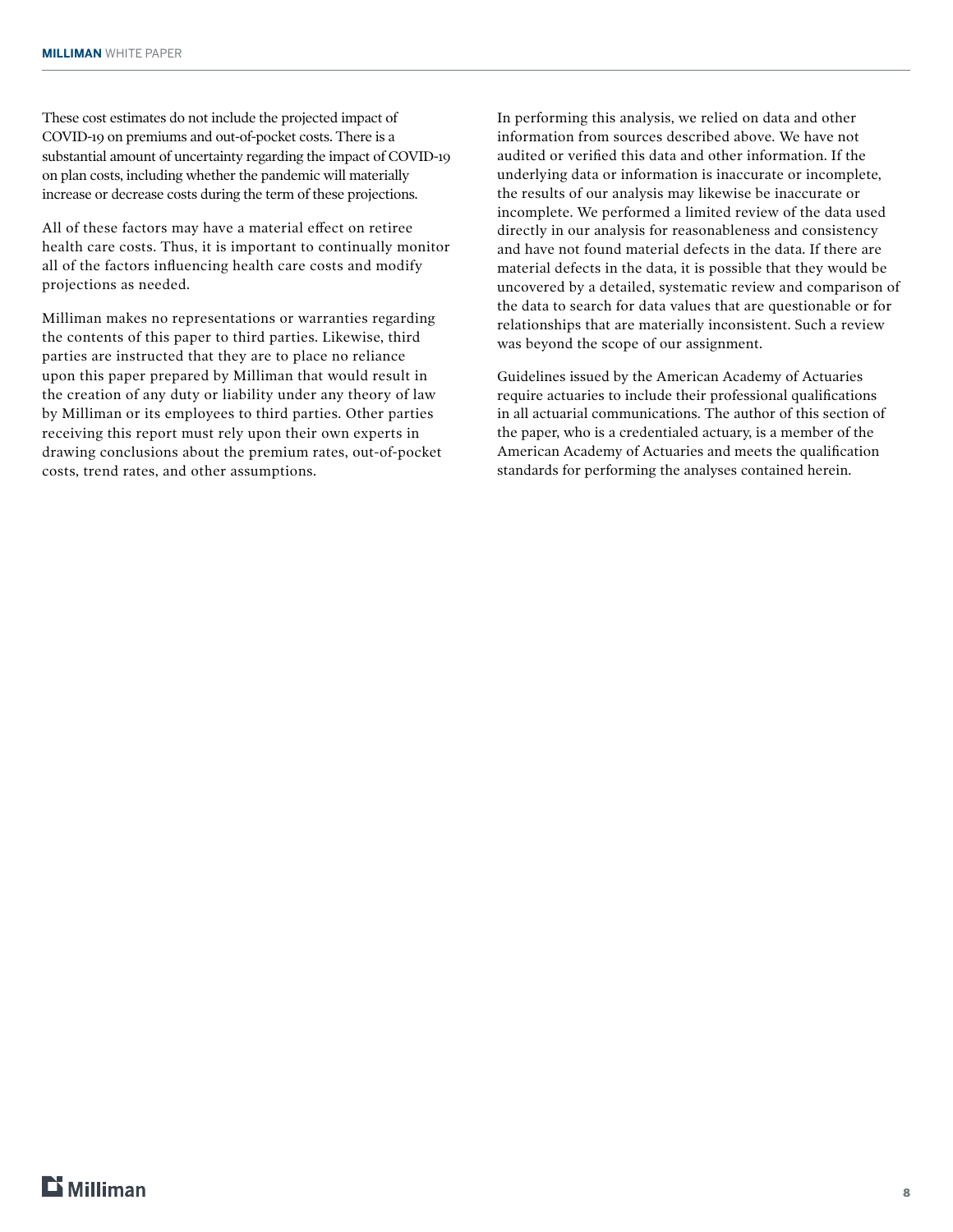These cost estimates do not include the projected impact of COVID-19 on premiums and out-of-pocket costs. There is a substantial amount of uncertainty regarding the impact of COVID-19 on plan costs, including whether the pandemic will materially increase or decrease costs during the term of these projections.

All of these factors may have a material effect on retiree health care costs. Thus, it is important to continually monitor all of the factors influencing health care costs and modify projections as needed.

Milliman makes no representations or warranties regarding the contents of this paper to third parties. Likewise, third parties are instructed that they are to place no reliance upon this paper prepared by Milliman that would result in the creation of any duty or liability under any theory of law by Milliman or its employees to third parties. Other parties receiving this report must rely upon their own experts in drawing conclusions about the premium rates, out-of-pocket costs, trend rates, and other assumptions.

In performing this analysis, we relied on data and other information from sources described above. We have not audited or verified this data and other information. If the underlying data or information is inaccurate or incomplete, the results of our analysis may likewise be inaccurate or incomplete. We performed a limited review of the data used directly in our analysis for reasonableness and consistency and have not found material defects in the data. If there are material defects in the data, it is possible that they would be uncovered by a detailed, systematic review and comparison of the data to search for data values that are questionable or for relationships that are materially inconsistent. Such a review was beyond the scope of our assignment.

Guidelines issued by the American Academy of Actuaries require actuaries to include their professional qualifications in all actuarial communications. The author of this section of the paper, who is a credentialed actuary, is a member of the American Academy of Actuaries and meets the qualification standards for performing the analyses contained herein.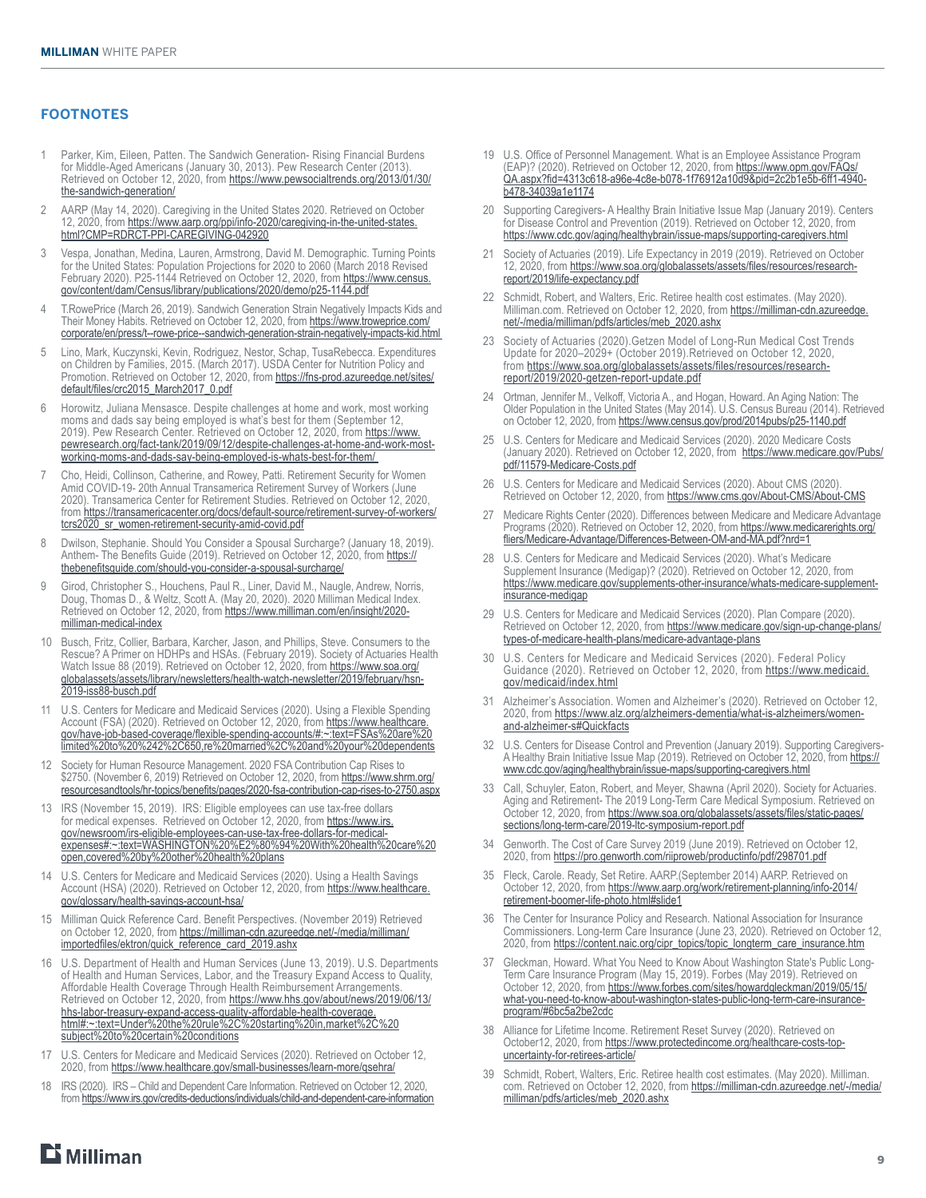## FOOTNOTES

1. Parker, Kim, Eileen, Patten. The Sandwich Generation- Rising Financial Burdens for Middle-Aged Americans (January 30, 2013). Pew Research Center (2013). Retrieved on October 12, 2020, from https://www.pewsocialtrends.org/2013/01/30/the-sandwich-generation/

2. AARP (May 14, 2020). Caregiving in the United States 2020. Retrieved on October 12, 2020, from https://www.aarp.org/ppi/info-2020/caregiving-in-the-united-states.html?CMP=RDRCT-PPI-CAREGIVING-042920

3. Vespa, Jonathan, Medina, Lauren, Armstrong, David M. Demographic. Turning Points for the United States: Population Projections for 2020 to 2060 (March 2018 Revised February 2020). P25-1144 Retrieved on October 12, 2020, from https://www.census.gov/content/dam/Census/library/publications/2020/demo/p25-1144.pdf

4. T.RowePrice (March 26, 2019). Sandwich Generation Strain Negatively Impacts Kids and Their Money Habits. Retrieved on October 12, 2020, from https://www.troweprice.com/corporate/en/press/t--rowe-price--sandwich-generation-strain-negatively-impacts-kid.html

5. Lino, Mark, Kuczynski, Kevin, Rodriguez, Nestor, Schap, TusaRebecca. Expenditures on Children by Families, 2015. (March 2017). USDA Center for Nutrition Policy and Promotion. Retrieved on October 12, 2020, from https://fns-prod.azureedge.net/sites/default/files/crc2015_March2017_0.pdf

6. Horowitz, Juliana Mensasce. Despite challenges at home and work, most working moms and dads say being employed is what's best for them (September 12, 2019). Pew Research Center. Retrieved on October 12, 2020, from https://www.pewresearch.org/fact-tank/2019/09/12/despite-challenges-at-home-and-work-most-working-moms-and-dads-say-being-employed-is-whats-best-for-them/

7. Cho, Heidi, Collinson, Catherine, and Rowey, Patti. Retirement Security for Women Amid COVID-19- 20th Annual Transamerica Retirement Survey of Workers (June 2020). Transamerica Center for Retirement Studies. Retrieved on October 12, 2020, from https://transamericacenter.org/docs/default-source/retirement-survey-of-workers/tcrs2020_sr_women-retirement-security-amid-covid.pdf

8. Dwilson, Stephanie. Should You Consider a Spousal Surcharge? (January 18, 2019). Anthem- The Benefits Guide (2019). Retrieved on October 12, 2020, from https://thebenefitsguide.com/should-you-consider-a-spousal-surcharge/

9. Girod, Christopher S., Houchens, Paul R., Liner, David M., Naugle, Andrew, Norris, Doug, Thomas D., & Weltz, Scott A. (May 20, 2020). 2020 Milliman Medical Index. Retrieved on October 12, 2020, from https://www.milliman.com/en/insight/2020-milliman-medical-index

10. Busch, Fritz, Collier, Barbara, Karcher, Jason, and Phillips, Steve. Consumers to the Rescue? A Primer on HDHPs and HSAs. (February 2019). Society of Actuaries Health Watch Issue 88 (2019). Retrieved on October 12, 2020, from https://www.soa.org/globalassets/assets/library/newsletters/health-watch-newsletter/2019/february/hsn-2019-iss88-busch.pdf

11. U.S. Centers for Medicare and Medicaid Services (2020). Using a Flexible Spending Account (FSA) (2020). Retrieved on October 12, 2020, from https://www.healthcare.gov/have-job-based-coverage/flexible-spending-accounts/#:~:text=FSAs%20are%20limited%20to%20%242%2C650,re%20married%2C%20and%20your%20dependents

12. Society for Human Resource Management. 2020 FSA Contribution Cap Rises to $2750. (November 6, 2019) Retrieved on October 12, 2020, from https://www.shrm.org/resourcesandtools/hr-topics/benefits/pages/2020-fsa-contribution-cap-rises-to-2750.aspx

13. IRS (November 15, 2019). IRS: Eligible employees can use tax-free dollars for medical expenses. Retrieved on October 12, 2020, from https://www.irs.gov/newsroom/irs-eligible-employees-can-use-tax-free-dollars-for-medical-expenses#:~:text=WASHINGTON%20%E2%80%94%20With%20health%20care%20open,covered%20by%20other%20health%20plans

14. U.S. Centers for Medicare and Medicaid Services (2020). Using a Health Savings Account (HSA) (2020). Retrieved on October 12, 2020, from https://www.healthcare.gov/glossary/health-savings-account-hsa/

15. Milliman Quick Reference Card. Benefit Perspectives. (November 2019) Retrieved on October 12, 2020, from https://milliman-cdn.azureedge.net/-/media/milliman/importedfiles/ektron/quick_reference_card_2019.ashx

16. U.S. Department of Health and Human Services (June 13, 2019). U.S. Departments of Health and Human Services, Labor, and the Treasury Expand Access to Quality, Affordable Health Coverage Through Health Reimbursement Arrangements. Retrieved on October 12, 2020, from https://www.hhs.gov/about/news/2019/06/13/hhs-labor-treasury-expand-access-quality-affordable-health-coverage.html#:~:text=Under%20the%20rule%2C%20starting%20in,market%2C%20subject%20to%20certain%20conditions

17. U.S. Centers for Medicare and Medicaid Services (2020). Retrieved on October 12, 2020, from https://www.healthcare.gov/small-businesses/learn-more/qsehra/

18. IRS (2020). IRS – Child and Dependent Care Information. Retrieved on October 12, 2020, from https://www.irs.gov/credits-deductions/individuals/child-and-dependent-care-information

19. U.S. Office of Personnel Management. What is an Employee Assistance Program (EAP)? (2020). Retrieved on October 12, 2020, from https://www.opm.gov/FAQs/QA.aspx?fid=4313c618-a96e-4c8e-b078-1f76912a10d9&pid=2c2b1e5b-6ff1-4940-b478-34039a1e1174

20. Supporting Caregivers- A Healthy Brain Initiative Issue Map (January 2019). Centers for Disease Control and Prevention (2019). Retrieved on October 12, 2020, from https://www.cdc.gov/aging/healthybrain/issue-maps/supporting-caregivers.html

21. Society of Actuaries (2019). Life Expectancy in 2019 (2019). Retrieved on October 12, 2020, from https://www.soa.org/globalassets/assets/files/resources/research-report/2019/life-expectancy.pdf

22. Schmidt, Robert, and Walters, Eric. Retiree health cost estimates. (May 2020). Milliman.com. Retrieved on October 12, 2020, from https://milliman-cdn.azureedge.net/-/media/milliman/pdfs/articles/meb_2020.ashx

23. Society of Actuaries (2020).Getzen Model of Long-Run Medical Cost Trends Update for 2020–2029+ (October 2019).Retrieved on October 12, 2020, from https://www.soa.org/globalassets/assets/files/resources/research-report/2019/2020-getzen-report-update.pdf

24. Ortman, Jennifer M., Velkoff, Victoria A., and Hogan, Howard. An Aging Nation: The Older Population in the United States (May 2014). U.S. Census Bureau (2014). Retrieved on October 12, 2020, from https://www.census.gov/prod/2014pubs/p25-1140.pdf

25. U.S. Centers for Medicare and Medicaid Services (2020). 2020 Medicare Costs (January 2020). Retrieved on October 12, 2020, from https://www.medicare.gov/Pubs/pdf/11579-Medicare-Costs.pdf

26. U.S. Centers for Medicare and Medicaid Services (2020). About CMS (2020). Retrieved on October 12, 2020, from https://www.cms.gov/About-CMS/About-CMS

27. Medicare Rights Center (2020). Differences between Medicare and Medicare Advantage Programs (2020). Retrieved on October 12, 2020, from https://www.medicarerights.org/fliers/Medicare-Advantage/Differences-Between-OM-and-MA.pdf?nrd=1

28. U.S. Centers for Medicare and Medicaid Services (2020). What's Medicare Supplement Insurance (Medigap)? (2020). Retrieved on October 12, 2020, from https://www.medicare.gov/supplements-other-insurance/whats-medicare-supplement-insurance-medigap

29. U.S. Centers for Medicare and Medicaid Services (2020). Plan Compare (2020). Retrieved on October 12, 2020, from https://www.medicare.gov/sign-up-change-plans/types-of-medicare-health-plans/medicare-advantage-plans

30. U.S. Centers for Medicare and Medicaid Services (2020). Federal Policy Guidance (2020). Retrieved on October 12, 2020, from https://www.medicaid.gov/medicaid/index.html

31. Alzheimer's Association. Women and Alzheimer's (2020). Retrieved on October 12, 2020, from https://www.alz.org/alzheimers-dementia/what-is-alzheimers/women-and-alzheimer-s#Quickfacts

32. U.S. Centers for Disease Control and Prevention (January 2019). Supporting Caregivers- A Healthy Brain Initiative Issue Map (2019). Retrieved on October 12, 2020, from https://www.cdc.gov/aging/healthybrain/issue-maps/supporting-caregivers.html

33. Call, Schuyler, Eaton, Robert, and Meyer, Shawna (April 2020). Society for Actuaries. Aging and Retirement- The 2019 Long-Term Care Medical Symposium. Retrieved on October 12, 2020, from https://www.soa.org/globalassets/assets/files/static-pages/sections/long-term-care/2019-ltc-symposium-report.pdf

34. Genworth. The Cost of Care Survey 2019 (June 2019). Retrieved on October 12, 2020, from https://pro.genworth.com/riiproweb/productinfo/pdf/298701.pdf

35. Fleck, Carole. Ready, Set Retire. AARP.(September 2014) AARP. Retrieved on October 12, 2020, from https://www.aarp.org/work/retirement-planning/info-2014/retirement-boomer-life-photo.html#slide1

36. The Center for Insurance Policy and Research. National Association for Insurance Commissioners. Long-term Care Insurance (June 23, 2020). Retrieved on October 12, 2020, from https://content.naic.org/cipr_topics/topic_longterm_care_insurance.htm

37. Gleckman, Howard. What You Need to Know About Washington State's Public Long-Term Care Insurance Program (May 15, 2019). Forbes (May 2019). Retrieved on October 12, 2020, from https://www.forbes.com/sites/howardgleckman/2019/05/15/what-you-need-to-know-about-washington-states-public-long-term-care-insurance-program/#6bc5a2be2cdc

38. Alliance for Lifetime Income. Retirement Reset Survey (2020). Retrieved on October12, 2020, from https://www.protectedincome.org/healthcare-costs-top-uncertainty-for-retirees-article/

39. Schmidt, Robert, Walters, Eric. Retiree health cost estimates. (May 2020). Milliman.com. Retrieved on October 12, 2020, from https://milliman-cdn.azureedge.net/-/media/milliman/pdfs/articles/meb_2020.ashx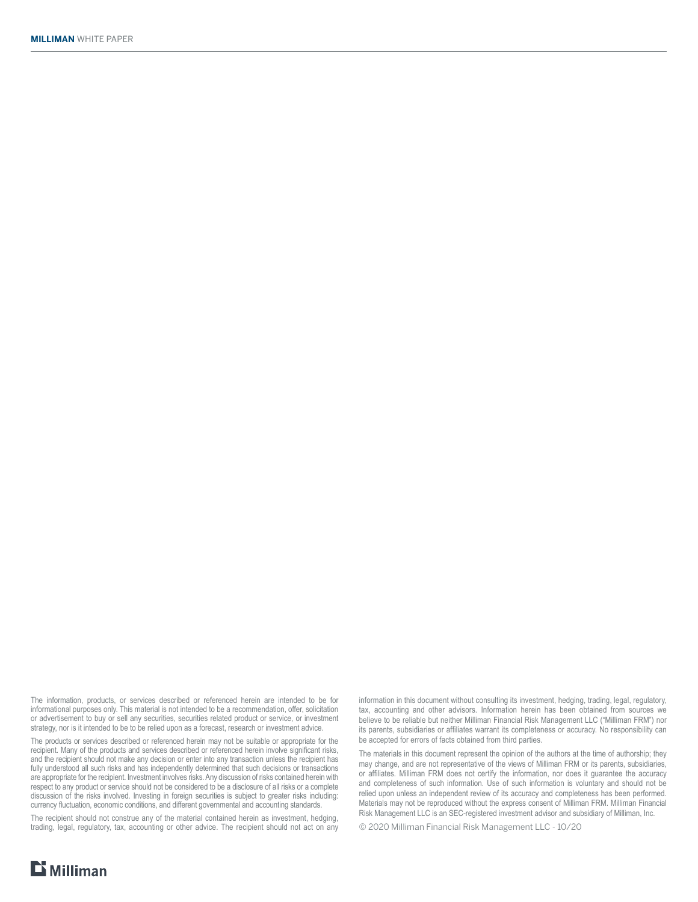The information, products, or services described or referenced herein are intended to be for informational purposes only. This material is not intended to be a recommendation, offer, solicitation or advertisement to buy or sell any securities, securities related product or service, or investment strategy, nor is it intended to be to be relied upon as a forecast, research or investment advice.

The products or services described or referenced herein may not be suitable or appropriate for the recipient. Many of the products and services described or referenced herein involve significant risks, and the recipient should not make any decision or enter into any transaction unless the recipient has fully understood all such risks and has independently determined that such decisions or transactions are appropriate for the recipient. Investment involves risks. Any discussion of risks contained herein with respect to any product or service should not be considered to be a disclosure of all risks or a complete discussion of the risks involved. Investing in foreign securities is subject to greater risks including: currency fluctuation, economic conditions, and different governmental and accounting standards.

The recipient should not construe any of the material contained herein as investment, hedging, trading, legal, regulatory, tax, accounting or other advice. The recipient should not act on any information in this document without consulting its investment, hedging, trading, legal, regulatory, tax, accounting and other advisors. Information herein has been obtained from sources we believe to be reliable but neither Milliman Financial Risk Management LLC ("Milliman FRM") nor its parents, subsidiaries or affiliates warrant its completeness or accuracy. No responsibility can be accepted for errors of facts obtained from third parties.

The materials in this document represent the opinion of the authors at the time of authorship; they may change, and are not representative of the views of Milliman FRM or its parents, subsidiaries, or affiliates. Milliman FRM does not certify the information, nor does it guarantee the accuracy and completeness of such information. Use of such information is voluntary and should not be relied upon unless an independent review of its accuracy and completeness has been performed. Materials may not be reproduced without the express consent of Milliman FRM. Milliman Financial Risk Management LLC is an SEC-registered investment advisor and subsidiary of Milliman, Inc.

© 2020 Milliman Financial Risk Management LLC - 10/20

Milliman